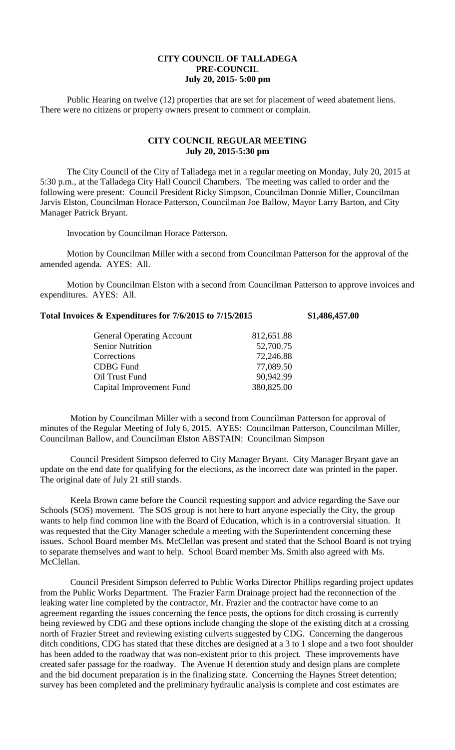**CITY COUNCIL OF TALLADEGA**
**PRE-COUNCIL**
**July 20, 2015- 5:00 pm**

Public Hearing on twelve (12) properties that are set for placement of weed abatement liens. There were no citizens or property owners present to comment or complain.

**CITY COUNCIL REGULAR MEETING**
**July 20, 2015-5:30 pm**

The City Council of the City of Talladega met in a regular meeting on Monday, July 20, 2015 at 5:30 p.m., at the Talladega City Hall Council Chambers. The meeting was called to order and the following were present: Council President Ricky Simpson, Councilman Donnie Miller, Councilman Jarvis Elston, Councilman Horace Patterson, Councilman Joe Ballow, Mayor Larry Barton, and City Manager Patrick Bryant.

Invocation by Councilman Horace Patterson.

Motion by Councilman Miller with a second from Councilman Patterson for the approval of the amended agenda. AYES: All.

Motion by Councilman Elston with a second from Councilman Patterson to approve invoices and expenditures. AYES: All.

**Total Invoices & Expenditures for 7/6/2015 to 7/15/2015 $1,486,457.00**

| | |
|---|---|
| General Operating Account | 812,651.88 |
| Senior Nutrition | 52,700.75 |
| Corrections | 72,246.88 |
| CDBG Fund | 77,089.50 |
| Oil Trust Fund | 90,942.99 |
| Capital Improvement Fund | 380,825.00 |

Motion by Councilman Miller with a second from Councilman Patterson for approval of minutes of the Regular Meeting of July 6, 2015. AYES: Councilman Patterson, Councilman Miller, Councilman Ballow, and Councilman Elston ABSTAIN: Councilman Simpson

Council President Simpson deferred to City Manager Bryant. City Manager Bryant gave an update on the end date for qualifying for the elections, as the incorrect date was printed in the paper. The original date of July 21 still stands.

Keela Brown came before the Council requesting support and advice regarding the Save our Schools (SOS) movement. The SOS group is not here to hurt anyone especially the City, the group wants to help find common line with the Board of Education, which is in a controversial situation. It was requested that the City Manager schedule a meeting with the Superintendent concerning these issues. School Board member Ms. McClellan was present and stated that the School Board is not trying to separate themselves and want to help. School Board member Ms. Smith also agreed with Ms. McClellan.

Council President Simpson deferred to Public Works Director Phillips regarding project updates from the Public Works Department. The Frazier Farm Drainage project had the reconnection of the leaking water line completed by the contractor, Mr. Frazier and the contractor have come to an agreement regarding the issues concerning the fence posts, the options for ditch crossing is currently being reviewed by CDG and these options include changing the slope of the existing ditch at a crossing north of Frazier Street and reviewing existing culverts suggested by CDG. Concerning the dangerous ditch conditions, CDG has stated that these ditches are designed at a 3 to 1 slope and a two foot shoulder has been added to the roadway that was non-existent prior to this project. These improvements have created safer passage for the roadway. The Avenue H detention study and design plans are complete and the bid document preparation is in the finalizing state. Concerning the Haynes Street detention; survey has been completed and the preliminary hydraulic analysis is complete and cost estimates are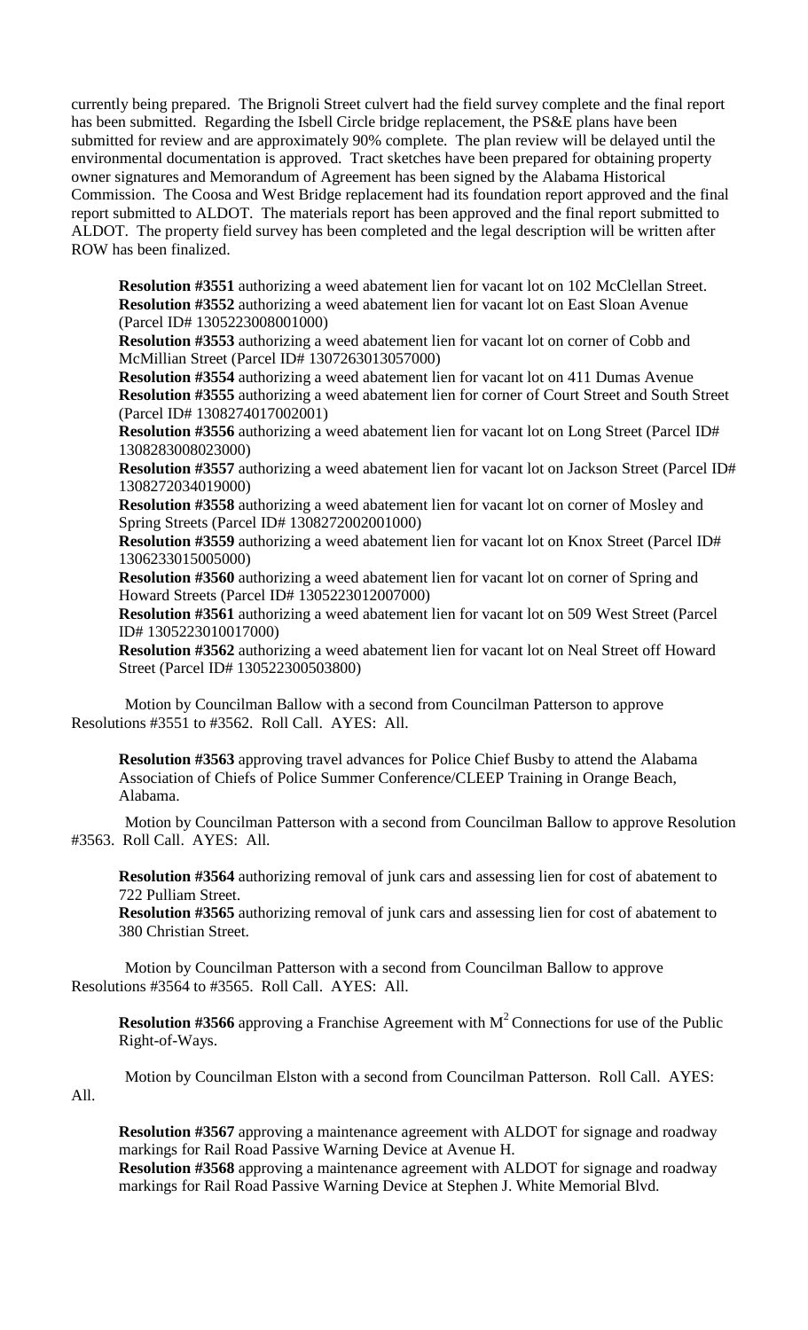currently being prepared. The Brignoli Street culvert had the field survey complete and the final report has been submitted. Regarding the Isbell Circle bridge replacement, the PS&E plans have been submitted for review and are approximately 90% complete. The plan review will be delayed until the environmental documentation is approved. Tract sketches have been prepared for obtaining property owner signatures and Memorandum of Agreement has been signed by the Alabama Historical Commission. The Coosa and West Bridge replacement has its foundation report approved and the final report submitted to ALDOT. The materials report has been approved and the final report submitted to ALDOT. The property field survey has been completed and the legal description will be written after ROW has been finalized.

**Resolution #3551** authorizing a weed abatement lien for vacant lot on 102 McClellan Street.
**Resolution #3552** authorizing a weed abatement lien for vacant lot on East Sloan Avenue (Parcel ID# 1305223008001000)
**Resolution #3553** authorizing a weed abatement lien for vacant lot on corner of Cobb and McMillian Street (Parcel ID# 1307263013057000)
**Resolution #3554** authorizing a weed abatement lien for vacant lot on 411 Dumas Avenue
**Resolution #3555** authorizing a weed abatement lien for corner of Court Street and South Street (Parcel ID# 1308274017002001)
**Resolution #3556** authorizing a weed abatement lien for vacant lot on Long Street (Parcel ID# 1308283008023000)
**Resolution #3557** authorizing a weed abatement lien for vacant lot on Jackson Street (Parcel ID# 1308272034019000)
**Resolution #3558** authorizing a weed abatement lien for vacant lot on corner of Mosley and Spring Streets (Parcel ID# 1308272002001000)
**Resolution #3559** authorizing a weed abatement lien for vacant lot on Knox Street (Parcel ID# 1306233015005000)
**Resolution #3560** authorizing a weed abatement lien for vacant lot on corner of Spring and Howard Streets (Parcel ID# 1305223012007000)
**Resolution #3561** authorizing a weed abatement lien for vacant lot on 509 West Street (Parcel ID# 1305223010017000)
**Resolution #3562** authorizing a weed abatement lien for vacant lot on Neal Street off Howard Street (Parcel ID# 130522300503800)

Motion by Councilman Ballow with a second from Councilman Patterson to approve Resolutions #3551 to #3562. Roll Call. AYES: All.

**Resolution #3563** approving travel advances for Police Chief Busby to attend the Alabama Association of Chiefs of Police Summer Conference/CLEEP Training in Orange Beach, Alabama.

Motion by Councilman Patterson with a second from Councilman Ballow to approve Resolution #3563. Roll Call. AYES: All.

**Resolution #3564** authorizing removal of junk cars and assessing lien for cost of abatement to 722 Pulliam Street.
**Resolution #3565** authorizing removal of junk cars and assessing lien for cost of abatement to 380 Christian Street.

Motion by Councilman Patterson with a second from Councilman Ballow to approve Resolutions #3564 to #3565. Roll Call. AYES: All.

**Resolution #3566** approving a Franchise Agreement with $M^2$ Connections for use of the Public Right-of-Ways.

Motion by Councilman Elston with a second from Councilman Patterson. Roll Call. AYES: All.

**Resolution #3567** approving a maintenance agreement with ALDOT for signage and roadway markings for Rail Road Passive Warning Device at Avenue H.
**Resolution #3568** approving a maintenance agreement with ALDOT for signage and roadway markings for Rail Road Passive Warning Device at Stephen J. White Memorial Blvd.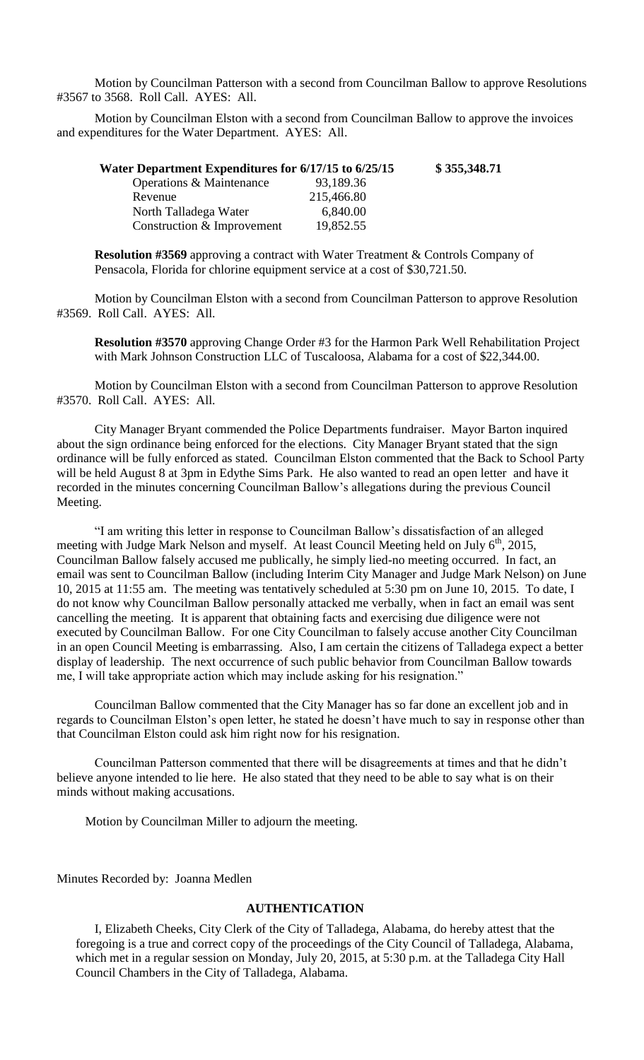Motion by Councilman Patterson with a second from Councilman Ballow to approve Resolutions #3567 to 3568. Roll Call. AYES: All.

Motion by Councilman Elston with a second from Councilman Ballow to approve the invoices and expenditures for the Water Department. AYES: All.

| **Water Department Expenditures for 6/17/15 to 6/25/15** | | **$ 355,348.71** |
|---|---|---|
| Operations & Maintenance | 93,189.36 | |
| Revenue | 215,466.80 | |
| North Talladega Water | 6,840.00 | |
| Construction & Improvement | 19,852.55 | |

**Resolution #3569** approving a contract with Water Treatment & Controls Company of Pensacola, Florida for chlorine equipment service at a cost of $30,721.50.

Motion by Councilman Elston with a second from Councilman Patterson to approve Resolution #3569. Roll Call. AYES: All.

**Resolution #3570** approving Change Order #3 for the Harmon Park Well Rehabilitation Project with Mark Johnson Construction LLC of Tuscaloosa, Alabama for a cost of $22,344.00.

Motion by Councilman Elston with a second from Councilman Patterson to approve Resolution #3570. Roll Call. AYES: All.

City Manager Bryant commended the Police Departments fundraiser. Mayor Barton inquired about the sign ordinance being enforced for the elections. City Manager Bryant stated that the sign ordinance will be fully enforced as stated. Councilman Elston commented that the Back to School Party will be held August 8 at 3pm in Edythe Sims Park. He also wanted to read an open letter and have it recorded in the minutes concerning Councilman Ballow's allegations during the previous Council Meeting.

"I am writing this letter in response to Councilman Ballow's dissatisfaction of an alleged meeting with Judge Mark Nelson and myself. At least Council Meeting held on July 6th, 2015, Councilman Ballow falsely accused me publically, he simply lied-no meeting occurred. In fact, an email was sent to Councilman Ballow (including Interim City Manager and Judge Mark Nelson) on June 10, 2015 at 11:55 am. The meeting was tentatively scheduled at 5:30 pm on June 10, 2015. To date, I do not know why Councilman Ballow personally attacked me verbally, when in fact an email was sent cancelling the meeting. It is apparent that obtaining facts and exercising due diligence were not executed by Councilman Ballow. For one City Councilman to falsely accuse another City Councilman in an open Council Meeting is embarrassing. Also, I am certain the citizens of Talladega expect a better display of leadership. The next occurrence of such public behavior from Councilman Ballow towards me, I will take appropriate action which may include asking for his resignation."

Councilman Ballow commented that the City Manager has so far done an excellent job and in regards to Councilman Elston's open letter, he stated he doesn't have much to say in response other than that Councilman Elston could ask him right now for his resignation.

Councilman Patterson commented that there will be disagreements at times and that he didn't believe anyone intended to lie here. He also stated that they need to be able to say what is on their minds without making accusations.

Motion by Councilman Miller to adjourn the meeting.

Minutes Recorded by: Joanna Medlen

## AUTHENTICATION

I, Elizabeth Cheeks, City Clerk of the City of Talladega, Alabama, do hereby attest that the foregoing is a true and correct copy of the proceedings of the City Council of Talladega, Alabama, which met in a regular session on Monday, July 20, 2015, at 5:30 p.m. at the Talladega City Hall Council Chambers in the City of Talladega, Alabama.